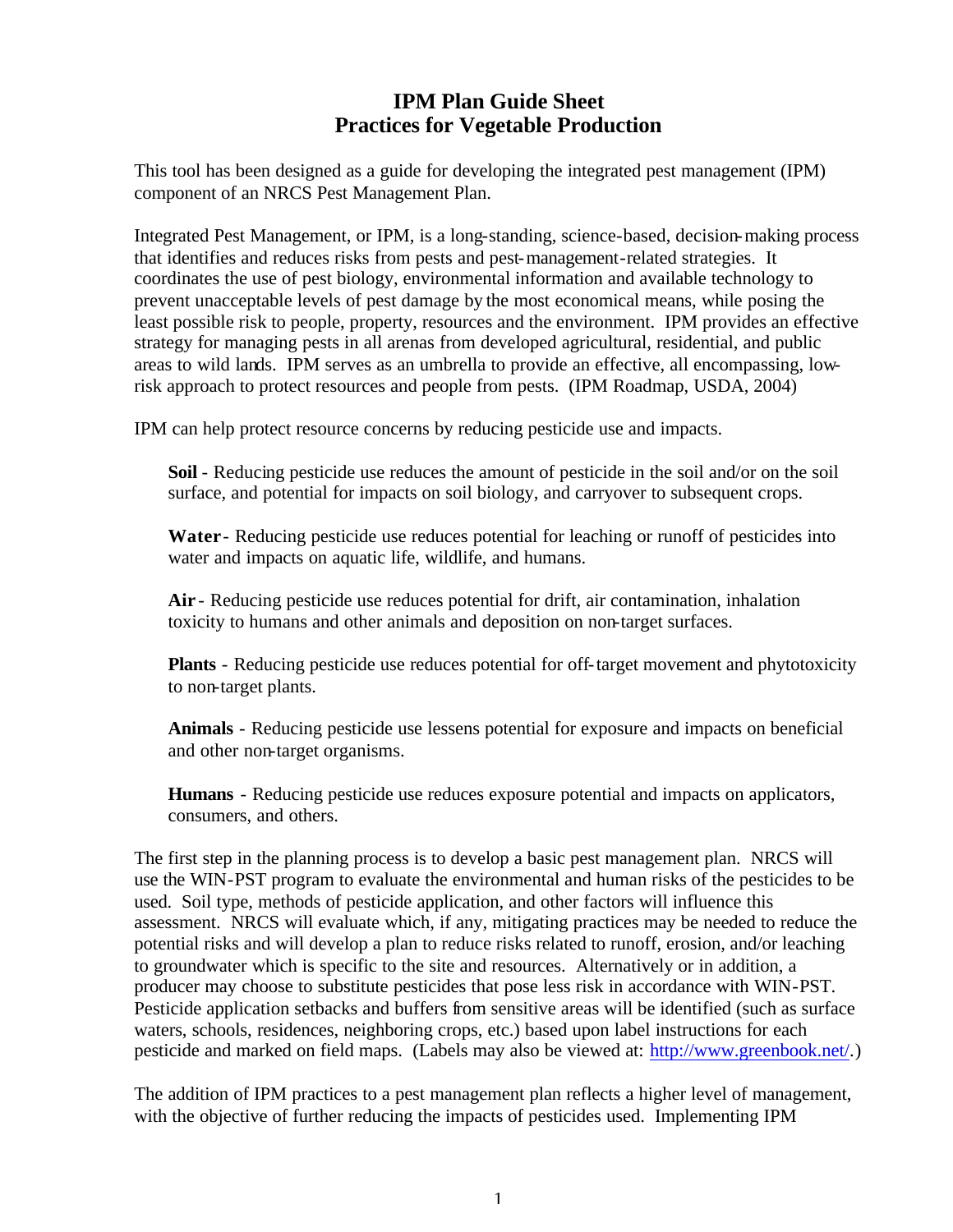# IPM Plan Guide Sheet
# Practices for Vegetable Production

This tool has been designed as a guide for developing the integrated pest management (IPM) component of an NRCS Pest Management Plan.

Integrated Pest Management, or IPM, is a long-standing, science-based, decision-making process that identifies and reduces risks from pests and pest-management-related strategies. It coordinates the use of pest biology, environmental information and available technology to prevent unacceptable levels of pest damage by the most economical means, while posing the least possible risk to people, property, resources and the environment. IPM provides an effective strategy for managing pests in all arenas from developed agricultural, residential, and public areas to wild lands. IPM serves as an umbrella to provide an effective, all encompassing, low-risk approach to protect resources and people from pests. (IPM Roadmap, USDA, 2004)

IPM can help protect resource concerns by reducing pesticide use and impacts.

**Soil** - Reducing pesticide use reduces the amount of pesticide in the soil and/or on the soil surface, and potential for impacts on soil biology, and carryover to subsequent crops.

**Water** - Reducing pesticide use reduces potential for leaching or runoff of pesticides into water and impacts on aquatic life, wildlife, and humans.

**Air** - Reducing pesticide use reduces potential for drift, air contamination, inhalation toxicity to humans and other animals and deposition on non-target surfaces.

**Plants** - Reducing pesticide use reduces potential for off-target movement and phytotoxicity to non-target plants.

**Animals** - Reducing pesticide use lessens potential for exposure and impacts on beneficial and other non-target organisms.

**Humans** - Reducing pesticide use reduces exposure potential and impacts on applicators, consumers, and others.

The first step in the planning process is to develop a basic pest management plan. NRCS will use the WIN-PST program to evaluate the environmental and human risks of the pesticides to be used. Soil type, methods of pesticide application, and other factors will influence this assessment. NRCS will evaluate which, if any, mitigating practices may be needed to reduce the potential risks and will develop a plan to reduce risks related to runoff, erosion, and/or leaching to groundwater which is specific to the site and resources. Alternatively or in addition, a producer may choose to substitute pesticides that pose less risk in accordance with WIN-PST. Pesticide application setbacks and buffers from sensitive areas will be identified (such as surface waters, schools, residences, neighboring crops, etc.) based upon label instructions for each pesticide and marked on field maps. (Labels may also be viewed at: http://www.greenbook.net/.)

The addition of IPM practices to a pest management plan reflects a higher level of management, with the objective of further reducing the impacts of pesticides used. Implementing IPM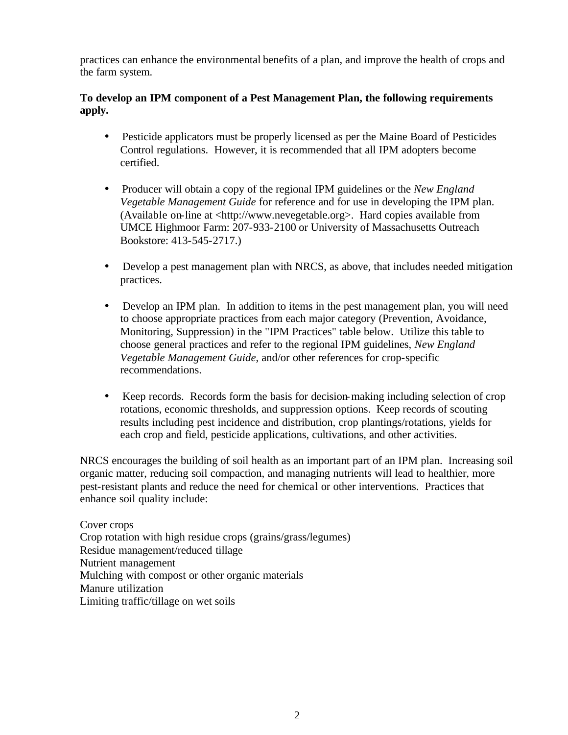practices can enhance the environmental benefits of a plan, and improve the health of crops and the farm system.

**To develop an IPM component of a Pest Management Plan, the following requirements apply.**

- Pesticide applicators must be properly licensed as per the Maine Board of Pesticides Control regulations. However, it is recommended that all IPM adopters become certified.
- Producer will obtain a copy of the regional IPM guidelines or the *New England Vegetable Management Guide* for reference and for use in developing the IPM plan. (Available on-line at <http://www.nevegetable.org>. Hard copies available from UMCE Highmoor Farm: 207-933-2100 or University of Massachusetts Outreach Bookstore: 413-545-2717.)
- Develop a pest management plan with NRCS, as above, that includes needed mitigation practices.
- Develop an IPM plan. In addition to items in the pest management plan, you will need to choose appropriate practices from each major category (Prevention, Avoidance, Monitoring, Suppression) in the "IPM Practices" table below. Utilize this table to choose general practices and refer to the regional IPM guidelines, *New England Vegetable Management Guide*, and/or other references for crop-specific recommendations.
- Keep records. Records form the basis for decision-making including selection of crop rotations, economic thresholds, and suppression options. Keep records of scouting results including pest incidence and distribution, crop plantings/rotations, yields for each crop and field, pesticide applications, cultivations, and other activities.

NRCS encourages the building of soil health as an important part of an IPM plan. Increasing soil organic matter, reducing soil compaction, and managing nutrients will lead to healthier, more pest-resistant plants and reduce the need for chemical or other interventions. Practices that enhance soil quality include:

Cover crops  
Crop rotation with high residue crops (grains/grass/legumes)  
Residue management/reduced tillage  
Nutrient management  
Mulching with compost or other organic materials  
Manure utilization  
Limiting traffic/tillage on wet soils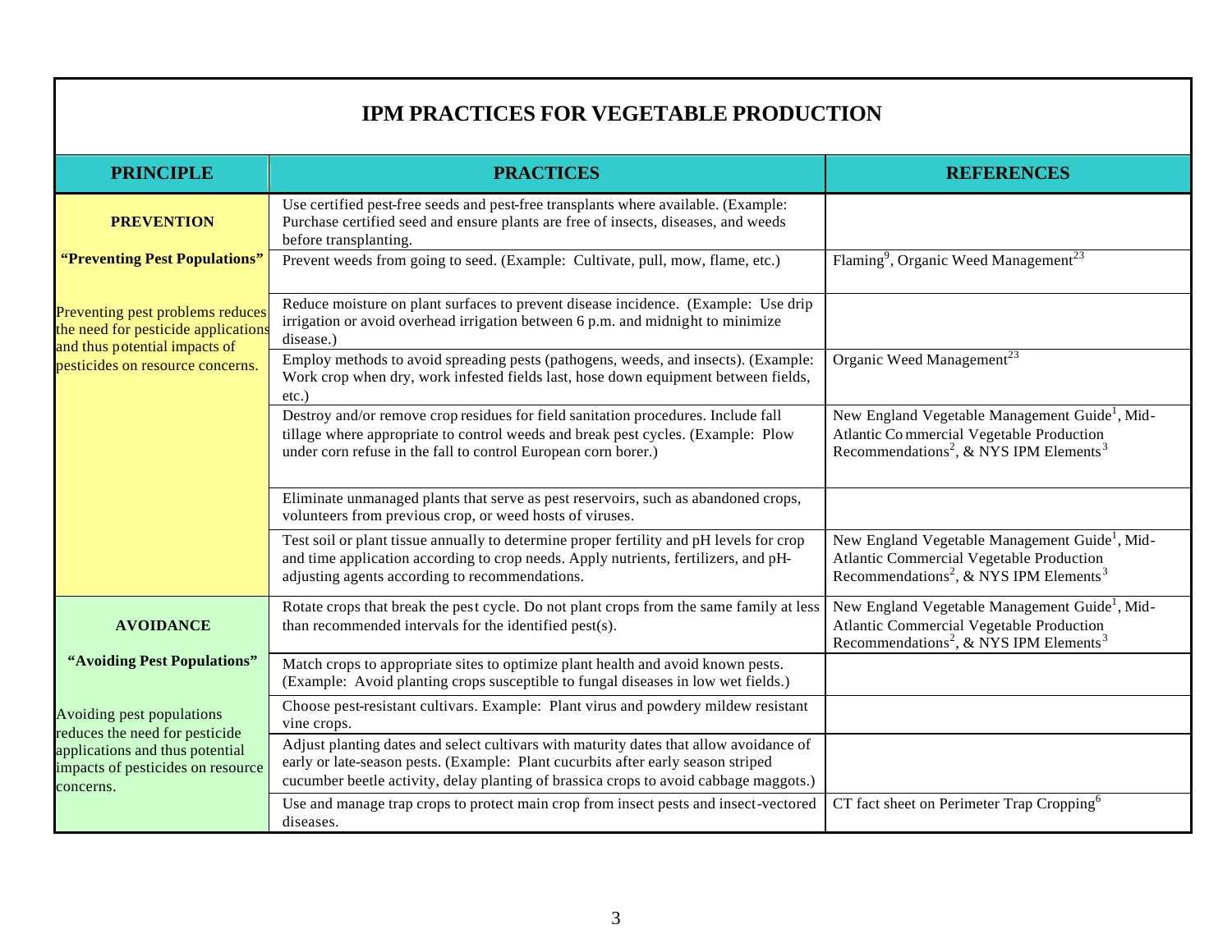# IPM PRACTICES FOR VEGETABLE PRODUCTION

| PRINCIPLE | PRACTICES | REFERENCES |
|---|---|---|
| **PREVENTION** **"Preventing Pest Populations"** Preventing pest problems reduces the need for pesticide applications and thus potential impacts of pesticides on resource concerns. | Use certified pest-free seeds and pest-free transplants where available. (Example: Purchase certified seed and ensure plants are free of insects, diseases, and weeds before transplanting. | |
| | Prevent weeds from going to seed. (Example: Cultivate, pull, mow, flame, etc.) | Flaming[9], Organic Weed Management[23] |
| | Reduce moisture on plant surfaces to prevent disease incidence. (Example: Use drip irrigation or avoid overhead irrigation between 6 p.m. and midnight to minimize disease.) | |
| | Employ methods to avoid spreading pests (pathogens, weeds, and insects). (Example: Work crop when dry, work infested fields last, hose down equipment between fields, etc.) | Organic Weed Management[23] |
| | Destroy and/or remove crop residues for field sanitation procedures. Include fall tillage where appropriate to control weeds and break pest cycles. (Example: Plow under corn refuse in the fall to control European corn borer.) | New England Vegetable Management Guide[1], Mid-Atlantic Commercial Vegetable Production Recommendations[2], & NYS IPM Elements[3] |
| | Eliminate unmanaged plants that serve as pest reservoirs, such as abandoned crops, volunteers from previous crop, or weed hosts of viruses. | |
| | Test soil or plant tissue annually to determine proper fertility and pH levels for crop and time application according to crop needs. Apply nutrients, fertilizers, and pH-adjusting agents according to recommendations. | New England Vegetable Management Guide[1], Mid-Atlantic Commercial Vegetable Production Recommendations[2], & NYS IPM Elements[3] |
| **AVOIDANCE** **"Avoiding Pest Populations"** Avoiding pest populations reduces the need for pesticide applications and thus potential impacts of pesticides on resource concerns. | Rotate crops that break the pest cycle. Do not plant crops from the same family at less than recommended intervals for the identified pest(s). | New England Vegetable Management Guide[1], Mid-Atlantic Commercial Vegetable Production Recommendations[2], & NYS IPM Elements[3] |
| | Match crops to appropriate sites to optimize plant health and avoid known pests. (Example: Avoid planting crops susceptible to fungal diseases in low wet fields.) | |
| | Choose pest-resistant cultivars. Example: Plant virus and powdery mildew resistant vine crops. | |
| | Adjust planting dates and select cultivars with maturity dates that allow avoidance of early or late-season pests. (Example: Plant cucurbits after early season striped cucumber beetle activity, delay planting of brassica crops to avoid cabbage maggots.) | |
| | Use and manage trap crops to protect main crop from insect pests and insect-vectored diseases. | CT fact sheet on Perimeter Trap Cropping[6] |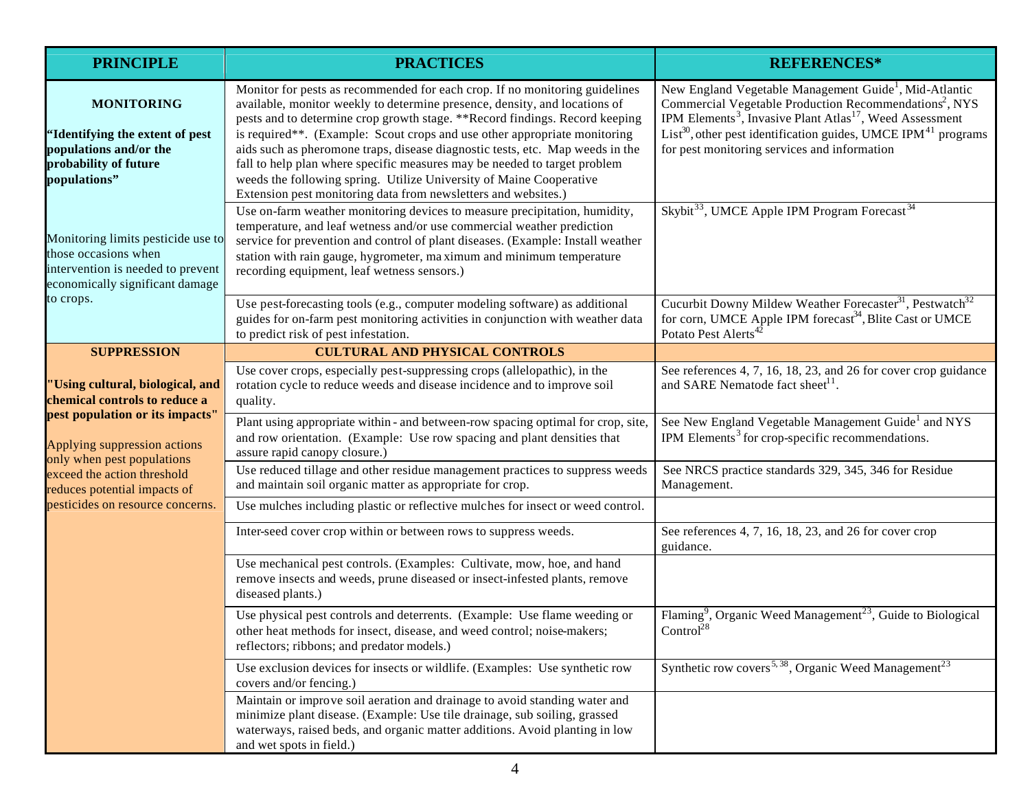| PRINCIPLE | PRACTICES | REFERENCES* |
| --- | --- | --- |
| **MONITORING** **"Identifying the extent of pest populations and/or the probability of future populations"** Monitoring limits pesticide use to those occasions when intervention is needed to prevent economically significant damage to crops. | Monitor for pests as recommended for each crop. If no monitoring guidelines available, monitor weekly to determine presence, density, and locations of pests and to determine crop growth stage. **Record findings. Record keeping is required**. (Example: Scout crops and use other appropriate monitoring aids such as pheromone traps, disease diagnostic tests, etc. Map weeds in the fall to help plan where specific measures may be needed to target problem weeds the following spring. Utilize University of Maine Cooperative Extension pest monitoring data from newsletters and websites.) | New England Vegetable Management Guide[1], Mid-Atlantic Commercial Vegetable Production Recommendations[2], NYS IPM Elements[3], Invasive Plant Atlas[17], Weed Assessment List[30], other pest identification guides, UMCE IPM[41] programs for pest monitoring services and information |
| | Use on-farm weather monitoring devices to measure precipitation, humidity, temperature, and leaf wetness and/or use commercial weather prediction service for prevention and control of plant diseases. (Example: Install weather station with rain gauge, hygrometer, maximum and minimum temperature recording equipment, leaf wetness sensors.) | Skybit[33], UMCE Apple IPM Program Forecast[34] |
| | Use pest-forecasting tools (e.g., computer modeling software) as additional guides for on-farm pest monitoring activities in conjunction with weather data to predict risk of pest infestation. | Cucurbit Downy Mildew Weather Forecaster[31], Pestwatch[32] for corn, UMCE Apple IPM forecast[34], Blite Cast or UMCE Potato Pest Alerts[42] |
| **SUPPRESSION** **"Using cultural, biological, and chemical controls to reduce a pest population or its impacts"** Applying suppression actions only when pest populations exceed the action threshold reduces potential impacts of pesticides on resource concerns. | **CULTURAL AND PHYSICAL CONTROLS** | |
| | Use cover crops, especially pest-suppressing crops (allelopathic), in the rotation cycle to reduce weeds and disease incidence and to improve soil quality. | See references 4, 7, 16, 18, 23, and 26 for cover crop guidance and SARE Nematode fact sheet[11]. |
| | Plant using appropriate within- and between-row spacing optimal for crop, site, and row orientation. (Example: Use row spacing and plant densities that assure rapid canopy closure.) | See New England Vegetable Management Guide[1] and NYS IPM Elements[3] for crop-specific recommendations. |
| | Use reduced tillage and other residue management practices to suppress weeds and maintain soil organic matter as appropriate for crop. | See NRCS practice standards 329, 345, 346 for Residue Management. |
| | Use mulches including plastic or reflective mulches for insect or weed control. | |
| | Inter-seed cover crop within or between rows to suppress weeds. | See references 4, 7, 16, 18, 23, and 26 for cover crop guidance. |
| | Use mechanical pest controls. (Examples: Cultivate, mow, hoe, and hand remove insects and weeds, prune diseased or insect-infested plants, remove diseased plants.) | |
| | Use physical pest controls and deterrents. (Example: Use flame weeding or other heat methods for insect, disease, and weed control; noise-makers; reflectors; ribbons; and predator models.) | Flaming[9], Organic Weed Management[23], Guide to Biological Control[28] |
| | Use exclusion devices for insects or wildlife. (Examples: Use synthetic row covers and/or fencing.) | Synthetic row covers[5, 38], Organic Weed Management[23] |
| | Maintain or improve soil aeration and drainage to avoid standing water and minimize plant disease. (Example: Use tile drainage, sub soiling, grassed waterways, raised beds, and organic matter additions. Avoid planting in low and wet spots in field.) | |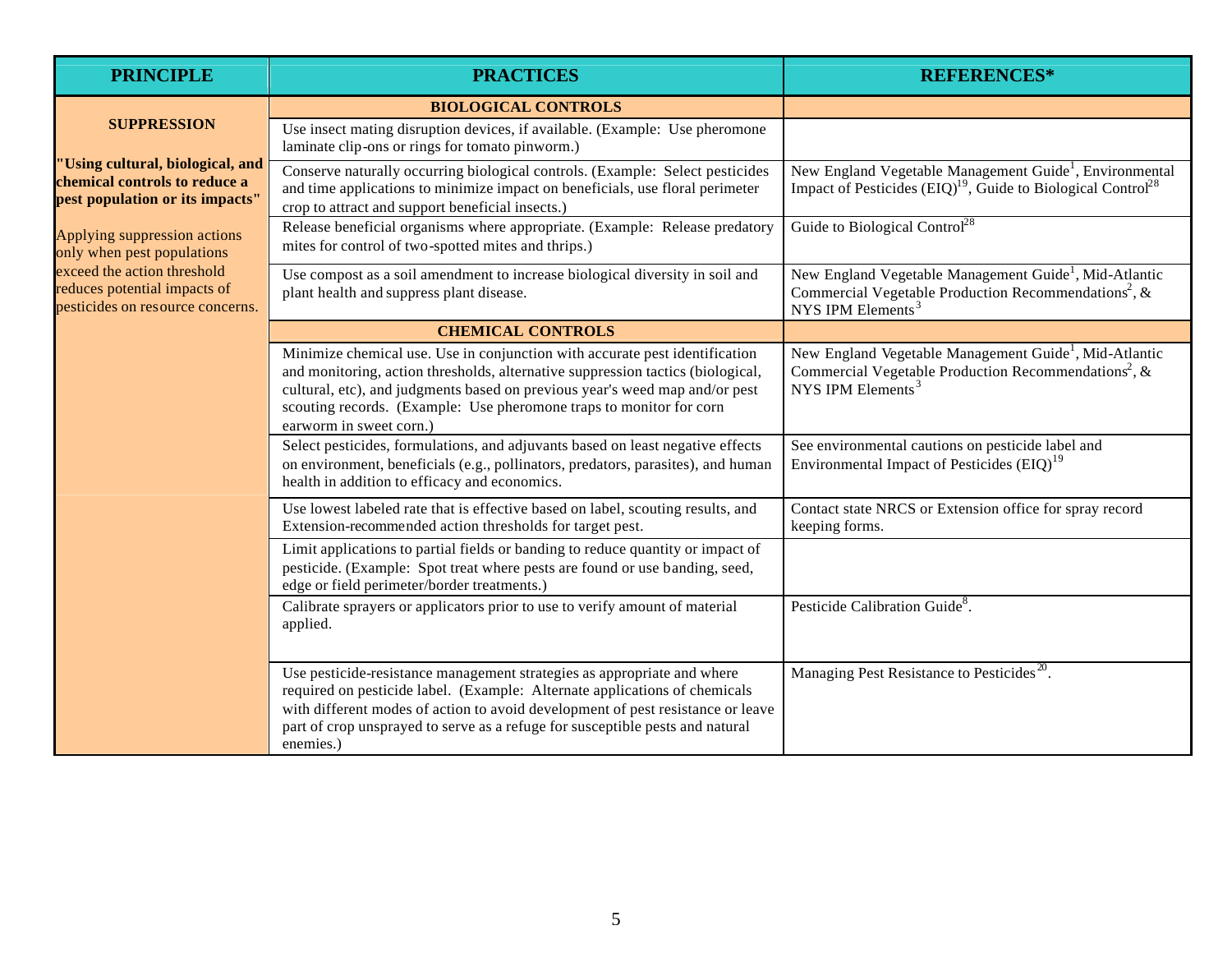| PRINCIPLE | PRACTICES | REFERENCES* |
|---|---|---|
| **SUPPRESSION** | **BIOLOGICAL CONTROLS** | |
| **"Using cultural, biological, and chemical controls to reduce a pest population or its impacts"** | Use insect mating disruption devices, if available. (Example: Use pheromone laminate clip-ons or rings for tomato pinworm.) | |
| Applying suppression actions only when pest populations exceed the action threshold reduces potential impacts of pesticides on resource concerns. | Conserve naturally occurring biological controls. (Example: Select pesticides and time applications to minimize impact on beneficials, use floral perimeter crop to attract and support beneficial insects.) | New England Vegetable Management Guide[1], Environmental Impact of Pesticides (EIQ)[19], Guide to Biological Control[28] |
| | Release beneficial organisms where appropriate. (Example: Release predatory mites for control of two-spotted mites and thrips.) | Guide to Biological Control[28] |
| | Use compost as a soil amendment to increase biological diversity in soil and plant health and suppress plant disease. | New England Vegetable Management Guide[1], Mid-Atlantic Commercial Vegetable Production Recommendations[2], & NYS IPM Elements[3] |
| | **CHEMICAL CONTROLS** | |
| | Minimize chemical use. Use in conjunction with accurate pest identification and monitoring, action thresholds, alternative suppression tactics (biological, cultural, etc), and judgments based on previous year's weed map and/or pest scouting records. (Example: Use pheromone traps to monitor for corn earworm in sweet corn.) | New England Vegetable Management Guide[1], Mid-Atlantic Commercial Vegetable Production Recommendations[2], & NYS IPM Elements[3] |
| | Select pesticides, formulations, and adjuvants based on least negative effects on environment, beneficials (e.g., pollinators, predators, parasites), and human health in addition to efficacy and economics. | See environmental cautions on pesticide label and Environmental Impact of Pesticides (EIQ)[19] |
| | Use lowest labeled rate that is effective based on label, scouting results, and Extension-recommended action thresholds for target pest. | Contact state NRCS or Extension office for spray record keeping forms. |
| | Limit applications to partial fields or banding to reduce quantity or impact of pesticide. (Example: Spot treat where pests are found or use banding, seed, edge or field perimeter/border treatments.) | |
| | Calibrate sprayers or applicators prior to use to verify amount of material applied. | Pesticide Calibration Guide[8]. |
| | Use pesticide-resistance management strategies as appropriate and where required on pesticide label. (Example: Alternate applications of chemicals with different modes of action to avoid development of pest resistance or leave part of crop unsprayed to serve as a refuge for susceptible pests and natural enemies.) | Managing Pest Resistance to Pesticides[20]. |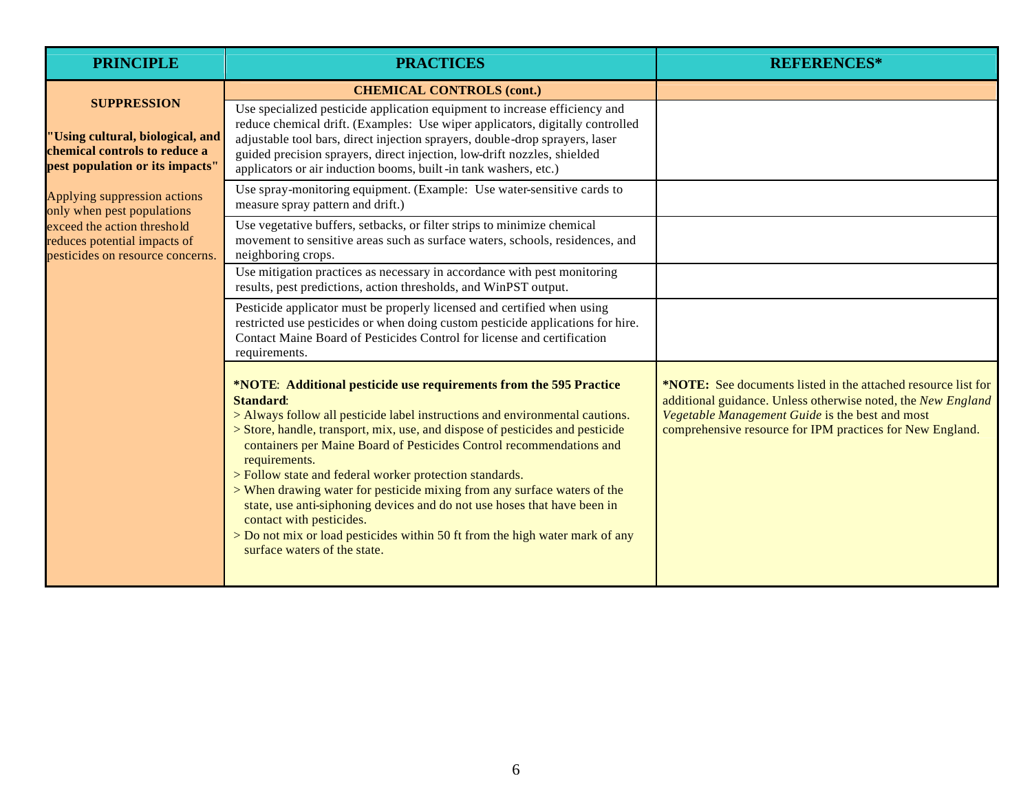| PRINCIPLE | PRACTICES | REFERENCES* |
|---|---|---|
| **SUPPRESSION**<br><br>**"Using cultural, biological, and chemical controls to reduce a pest population or its impacts"**<br><br>Applying suppression actions only when pest populations exceed the action threshold reduces potential impacts of pesticides on resource concerns. | **CHEMICAL CONTROLS (cont.)** | |
| | Use specialized pesticide application equipment to increase efficiency and reduce chemical drift. (Examples: Use wiper applicators, digitally controlled adjustable tool bars, direct injection sprayers, double-drop sprayers, laser guided precision sprayers, direct injection, low-drift nozzles, shielded applicators or air induction booms, built-in tank washers, etc.) | |
| | Use spray-monitoring equipment. (Example: Use water-sensitive cards to measure spray pattern and drift.) | |
| | Use vegetative buffers, setbacks, or filter strips to minimize chemical movement to sensitive areas such as surface waters, schools, residences, and neighboring crops. | |
| | Use mitigation practices as necessary in accordance with pest monitoring results, pest predictions, action thresholds, and WinPST output. | |
| | Pesticide applicator must be properly licensed and certified when using restricted use pesticides or when doing custom pesticide applications for hire. Contact Maine Board of Pesticides Control for license and certification requirements. | |
| | **\*NOTE: Additional pesticide use requirements from the 595 Practice Standard:**<br>> Always follow all pesticide label instructions and environmental cautions.<br>> Store, handle, transport, mix, use, and dispose of pesticides and pesticide containers per Maine Board of Pesticides Control recommendations and requirements.<br>> Follow state and federal worker protection standards.<br>> When drawing water for pesticide mixing from any surface waters of the state, use anti-siphoning devices and do not use hoses that have been in contact with pesticides.<br>> Do not mix or load pesticides within 50 ft from the high water mark of any surface waters of the state. | **\*NOTE:** See documents listed in the attached resource list for additional guidance. Unless otherwise noted, the *New England Vegetable Management Guide* is the best and most comprehensive resource for IPM practices for New England. |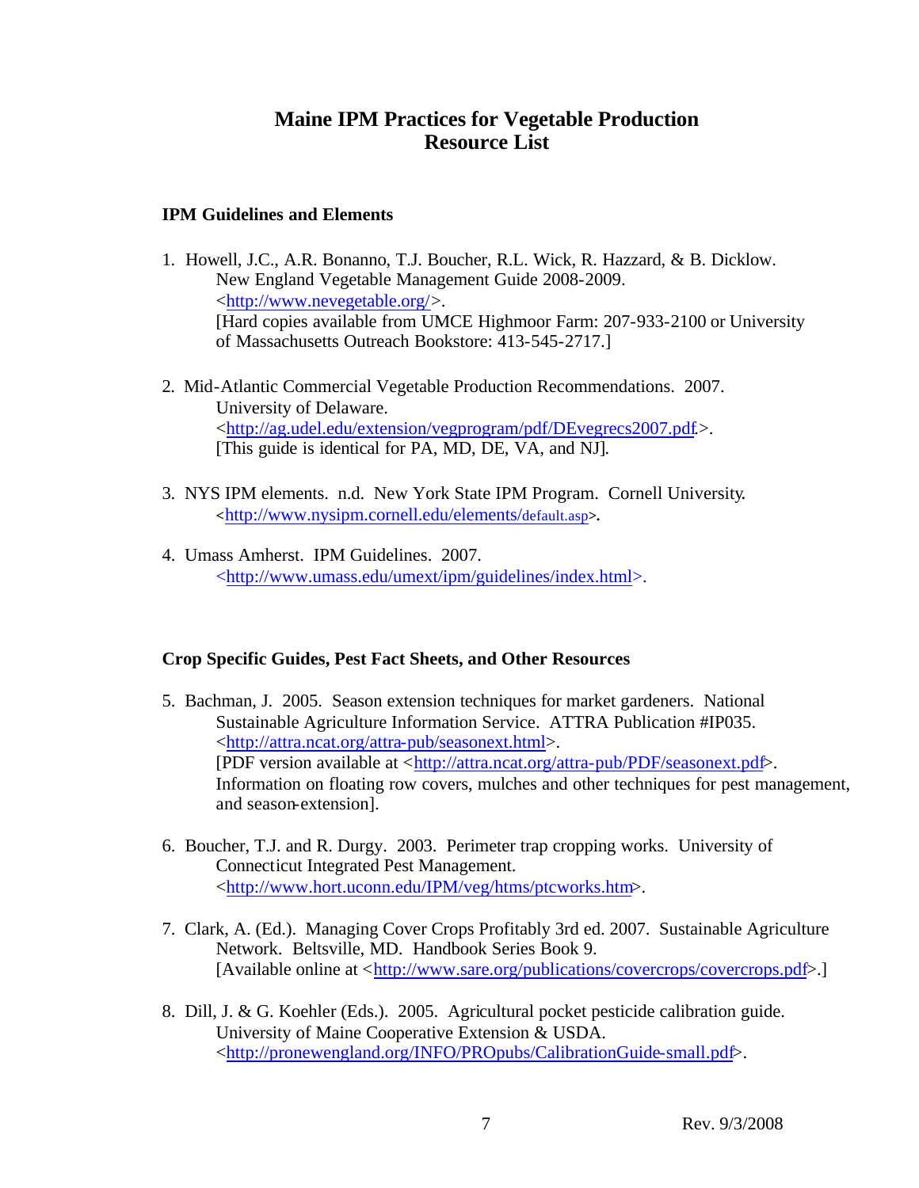# Maine IPM Practices for Vegetable Production
# Resource List

## IPM Guidelines and Elements

1. Howell, J.C., A.R. Bonanno, T.J. Boucher, R.L. Wick, R. Hazzard, & B. Dicklow. New England Vegetable Management Guide 2008-2009. <http://www.nevegetable.org/>. [Hard copies available from UMCE Highmoor Farm: 207-933-2100 or University of Massachusetts Outreach Bookstore: 413-545-2717.]

2. Mid-Atlantic Commercial Vegetable Production Recommendations. 2007. University of Delaware. <http://ag.udel.edu/extension/vegprogram/pdf/DEvegrecs2007.pdf>. [This guide is identical for PA, MD, DE, VA, and NJ].

3. NYS IPM elements. n.d. New York State IPM Program. Cornell University. <http://www.nysipm.cornell.edu/elements/default.asp>.

4. Umass Amherst. IPM Guidelines. 2007. <http://www.umass.edu/umext/ipm/guidelines/index.html>.

## Crop Specific Guides, Pest Fact Sheets, and Other Resources

5. Bachman, J. 2005. Season extension techniques for market gardeners. National Sustainable Agriculture Information Service. ATTRA Publication #IP035. <http://attra.ncat.org/attra-pub/seasonext.html>. [PDF version available at <http://attra.ncat.org/attra-pub/PDF/seasonext.pdf>. Information on floating row covers, mulches and other techniques for pest management, and season-extension].

6. Boucher, T.J. and R. Durgy. 2003. Perimeter trap cropping works. University of Connecticut Integrated Pest Management. <http://www.hort.uconn.edu/IPM/veg/htms/ptcworks.htm>.

7. Clark, A. (Ed.). Managing Cover Crops Profitably 3rd ed. 2007. Sustainable Agriculture Network. Beltsville, MD. Handbook Series Book 9. [Available online at <http://www.sare.org/publications/covercrops/covercrops.pdf>.]

8. Dill, J. & G. Koehler (Eds.). 2005. Agricultural pocket pesticide calibration guide. University of Maine Cooperative Extension & USDA. <http://pronewengland.org/INFO/PROpubs/CalibrationGuide-small.pdf>.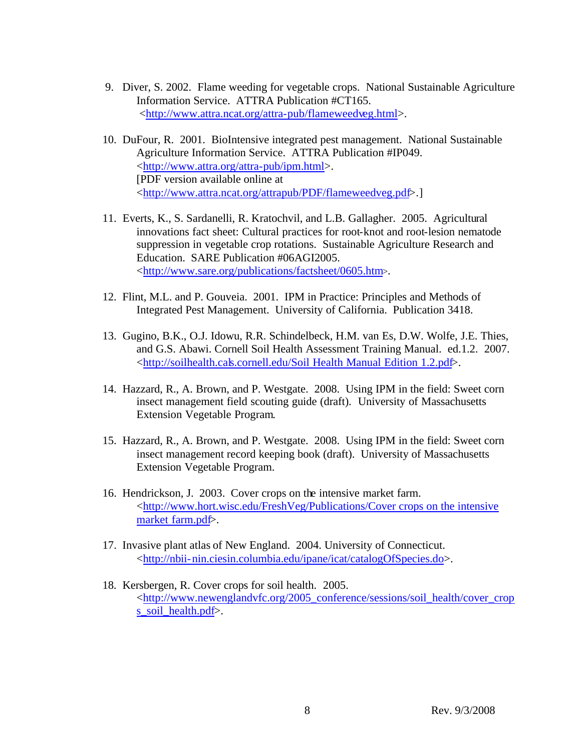9. Diver, S. 2002. Flame weeding for vegetable crops. National Sustainable Agriculture Information Service. ATTRA Publication #CT165. <http://www.attra.ncat.org/attra-pub/flameweedveg.html>.

10. DuFour, R. 2001. BioIntensive integrated pest management. National Sustainable Agriculture Information Service. ATTRA Publication #IP049. <http://www.attra.org/attra-pub/ipm.html>. [PDF version available online at <http://www.attra.ncat.org/attrapub/PDF/flameweedveg.pdf>.]

11. Everts, K., S. Sardanelli, R. Kratochvil, and L.B. Gallagher. 2005. Agricultural innovations fact sheet: Cultural practices for root-knot and root-lesion nematode suppression in vegetable crop rotations. Sustainable Agriculture Research and Education. SARE Publication #06AGI2005. <http://www.sare.org/publications/factsheet/0605.htm>.

12. Flint, M.L. and P. Gouveia. 2001. IPM in Practice: Principles and Methods of Integrated Pest Management. University of California. Publication 3418.

13. Gugino, B.K., O.J. Idowu, R.R. Schindelbeck, H.M. van Es, D.W. Wolfe, J.E. Thies, and G.S. Abawi. Cornell Soil Health Assessment Training Manual. ed.1.2. 2007. <http://soilhealth.cals.cornell.edu/Soil Health Manual Edition 1.2.pdf>.

14. Hazzard, R., A. Brown, and P. Westgate. 2008. Using IPM in the field: Sweet corn insect management field scouting guide (draft). University of Massachusetts Extension Vegetable Program.

15. Hazzard, R., A. Brown, and P. Westgate. 2008. Using IPM in the field: Sweet corn insect management record keeping book (draft). University of Massachusetts Extension Vegetable Program.

16. Hendrickson, J. 2003. Cover crops on the intensive market farm. <http://www.hort.wisc.edu/FreshVeg/Publications/Cover crops on the intensive market farm.pdf>.

17. Invasive plant atlas of New England. 2004. University of Connecticut. <http://nbii-nin.ciesin.columbia.edu/ipane/icat/catalogOfSpecies.do>.

18. Kersbergen, R. Cover crops for soil health. 2005. <http://www.newenglandvfc.org/2005_conference/sessions/soil_health/cover_crops_soil_health.pdf>.

Rev. 9/3/2008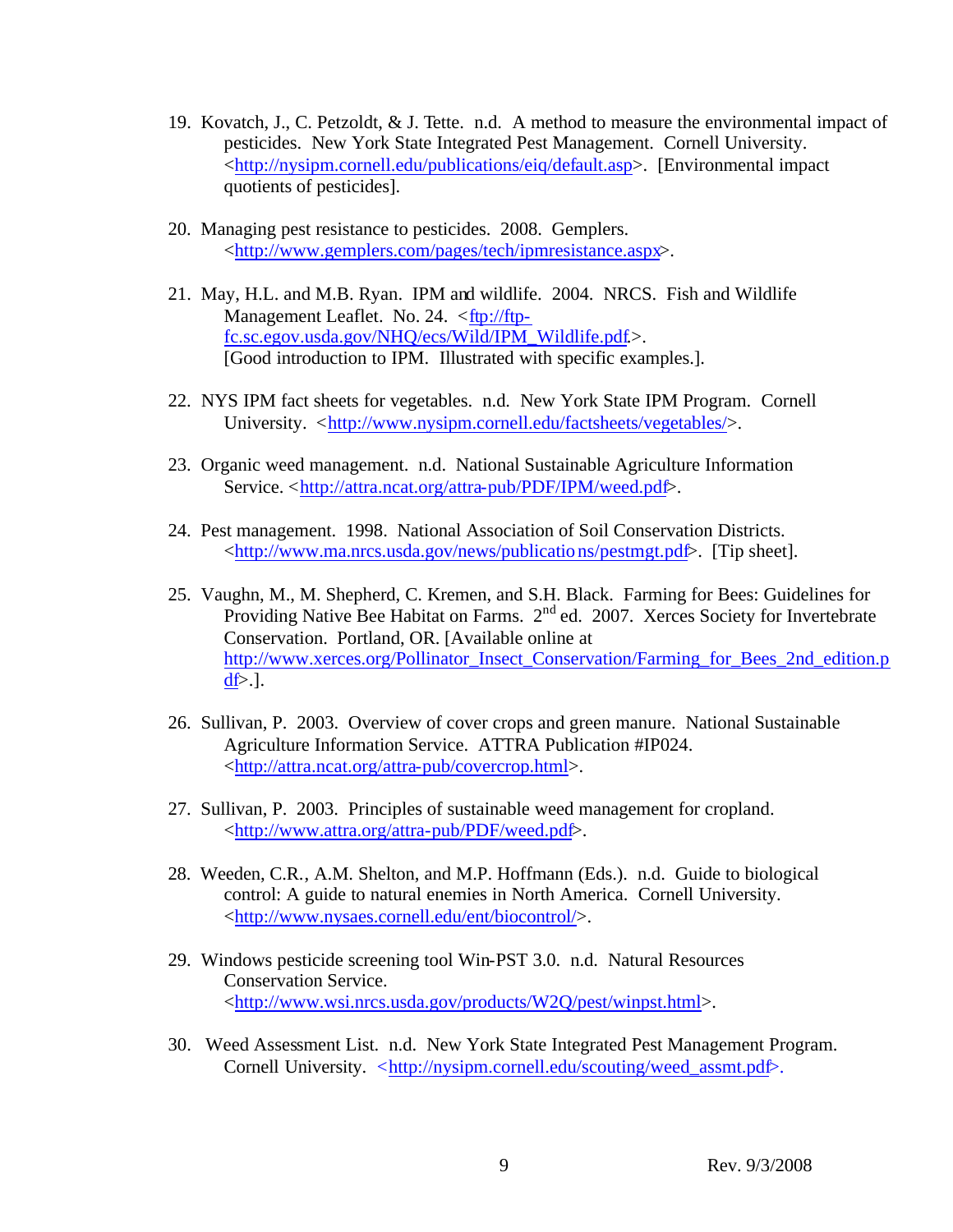19. Kovatch, J., C. Petzoldt, & J. Tette. n.d. A method to measure the environmental impact of pesticides. New York State Integrated Pest Management. Cornell University. <http://nysipm.cornell.edu/publications/eiq/default.asp>. [Environmental impact quotients of pesticides].

20. Managing pest resistance to pesticides. 2008. Gemplers. <http://www.gemplers.com/pages/tech/ipmresistance.aspx>.

21. May, H.L. and M.B. Ryan. IPM and wildlife. 2004. NRCS. Fish and Wildlife Management Leaflet. No. 24. <ftp://ftp-fc.sc.egov.usda.gov/NHQ/ecs/Wild/IPM_Wildlife.pdf.>. [Good introduction to IPM. Illustrated with specific examples.].

22. NYS IPM fact sheets for vegetables. n.d. New York State IPM Program. Cornell University. <http://www.nysipm.cornell.edu/factsheets/vegetables/>.

23. Organic weed management. n.d. National Sustainable Agriculture Information Service. <http://attra.ncat.org/attra-pub/PDF/IPM/weed.pdf>.

24. Pest management. 1998. National Association of Soil Conservation Districts. <http://www.ma.nrcs.usda.gov/news/publications/pestmgt.pdf>. [Tip sheet].

25. Vaughn, M., M. Shepherd, C. Kremen, and S.H. Black. Farming for Bees: Guidelines for Providing Native Bee Habitat on Farms. 2nd ed. 2007. Xerces Society for Invertebrate Conservation. Portland, OR. [Available online at http://www.xerces.org/Pollinator_Insect_Conservation/Farming_for_Bees_2nd_edition.pdf>.].

26. Sullivan, P. 2003. Overview of cover crops and green manure. National Sustainable Agriculture Information Service. ATTRA Publication #IP024. <http://attra.ncat.org/attra-pub/covercrop.html>.

27. Sullivan, P. 2003. Principles of sustainable weed management for cropland. <http://www.attra.org/attra-pub/PDF/weed.pdf>.

28. Weeden, C.R., A.M. Shelton, and M.P. Hoffmann (Eds.). n.d. Guide to biological control: A guide to natural enemies in North America. Cornell University. <http://www.nysaes.cornell.edu/ent/biocontrol/>.

29. Windows pesticide screening tool Win-PST 3.0. n.d. Natural Resources Conservation Service. <http://www.wsi.nrcs.usda.gov/products/W2Q/pest/winpst.html>.

30. Weed Assessment List. n.d. New York State Integrated Pest Management Program. Cornell University. <http://nysipm.cornell.edu/scouting/weed_assmt.pdf>.

Rev. 9/3/2008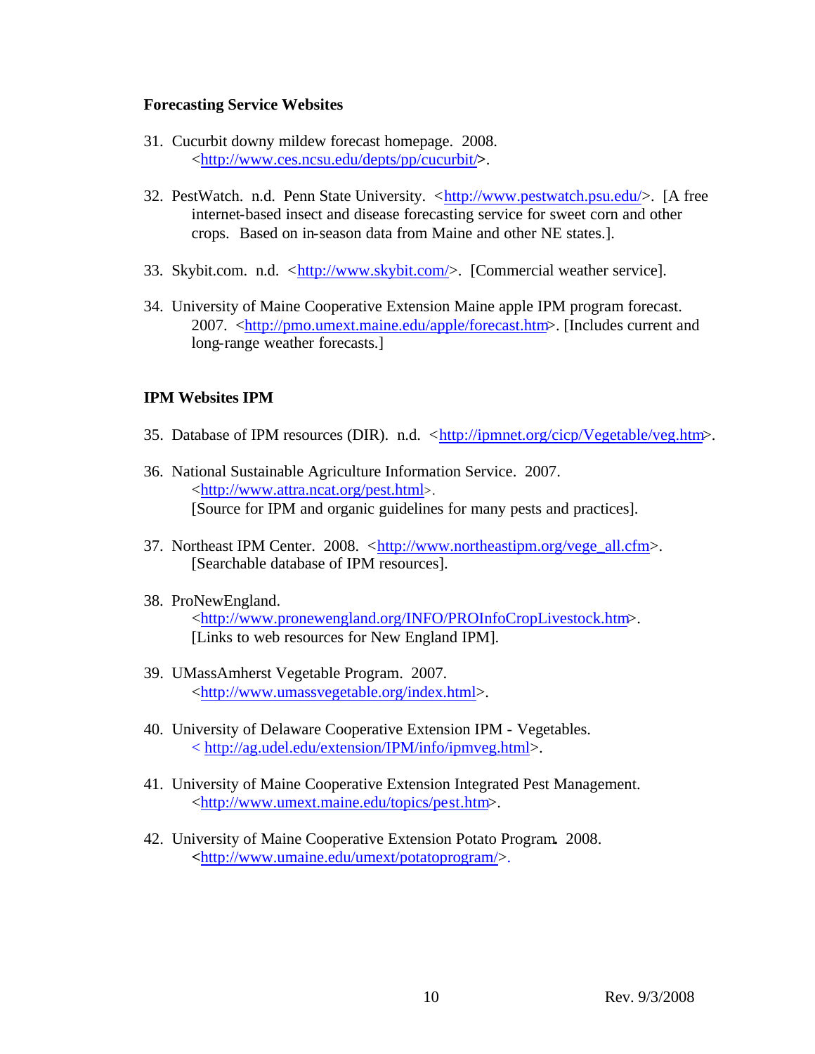**Forecasting Service Websites**

31. Cucurbit downy mildew forecast homepage. 2008. <http://www.ces.ncsu.edu/depts/pp/cucurbit/>.

32. PestWatch. n.d. Penn State University. <http://www.pestwatch.psu.edu/>. [A free internet-based insect and disease forecasting service for sweet corn and other crops. Based on in-season data from Maine and other NE states.].

33. Skybit.com. n.d. <http://www.skybit.com/>. [Commercial weather service].

34. University of Maine Cooperative Extension Maine apple IPM program forecast. 2007. <http://pmo.umext.maine.edu/apple/forecast.htm>. [Includes current and long-range weather forecasts.]

**IPM Websites IPM**

35. Database of IPM resources (DIR). n.d. <http://ipmnet.org/cicp/Vegetable/veg.htm>.

36. National Sustainable Agriculture Information Service. 2007. <http://www.attra.ncat.org/pest.html>. [Source for IPM and organic guidelines for many pests and practices].

37. Northeast IPM Center. 2008. <http://www.northeastipm.org/vege_all.cfm>. [Searchable database of IPM resources].

38. ProNewEngland. <http://www.pronewengland.org/INFO/PROInfoCropLivestock.htm>. [Links to web resources for New England IPM].

39. UMassAmherst Vegetable Program. 2007. <http://www.umassvegetable.org/index.html>.

40. University of Delaware Cooperative Extension IPM - Vegetables. < http://ag.udel.edu/extension/IPM/info/ipmveg.html>.

41. University of Maine Cooperative Extension Integrated Pest Management. <http://www.umext.maine.edu/topics/pest.htm>.

42. University of Maine Cooperative Extension Potato Program. 2008. <http://www.umaine.edu/umext/potatoprogram/>.

Rev. 9/3/2008